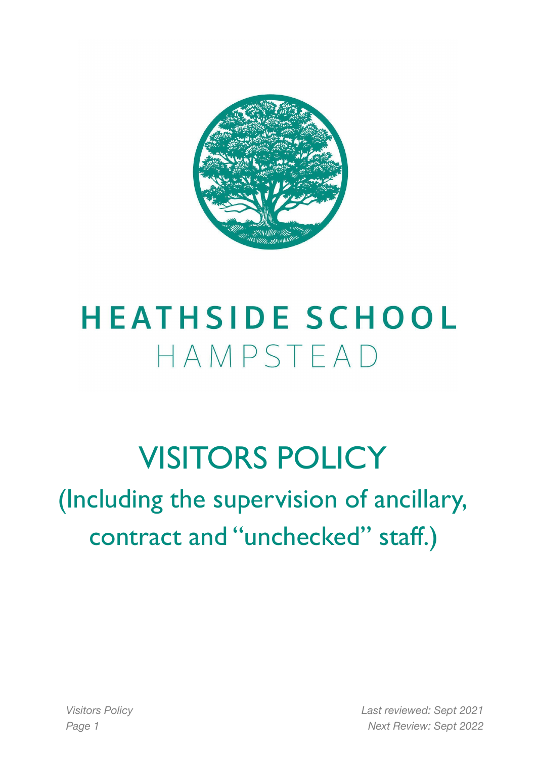# HEATHSIDE SCHOOL

HAMPSTEAD

# VISITORS POLICY

## (Including the supervision of ancillary, contract and "unchecked" staff.)

*Last reviewed: Sept 2021*

*Next Review: Sept 2022*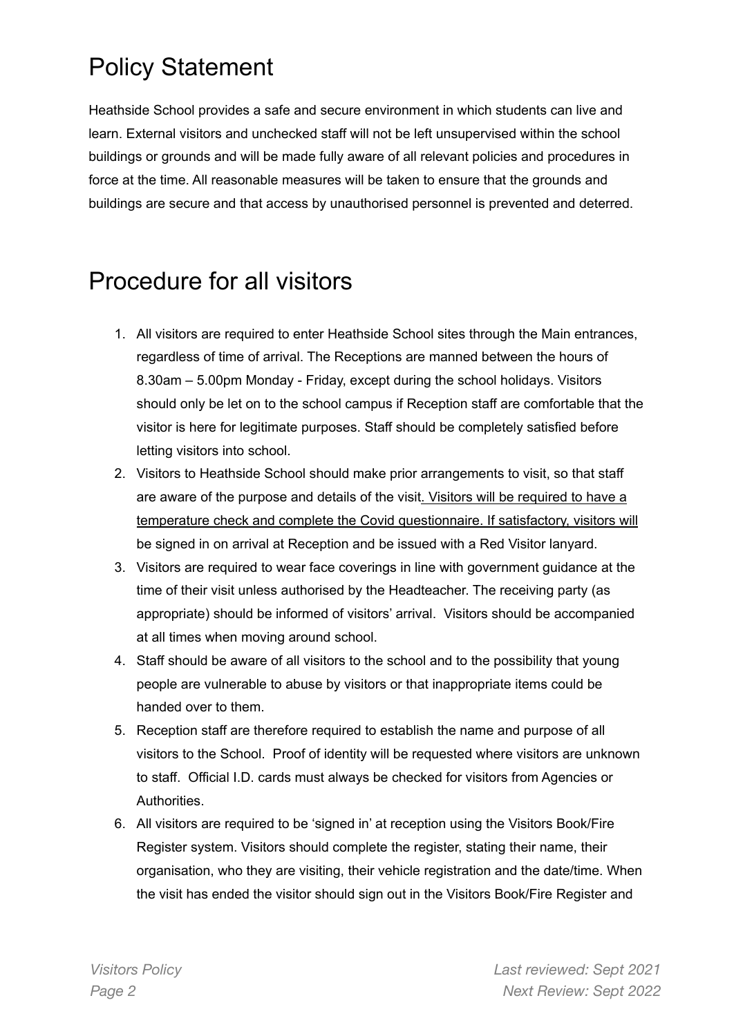# Policy Statement

Heathside School provides a safe and secure environment in which students can live and learn. External visitors and unchecked staff will not be left unsupervised within the school buildings or grounds and will be made fully aware of all relevant policies and procedures in force at the time. All reasonable measures will be taken to ensure that the grounds and buildings are secure and that access by unauthorised personnel is prevented and deterred.

# Procedure for all visitors

1. All visitors are required to enter Heathside School sites through the Main entrances, regardless of time of arrival. The Receptions are manned between the hours of 8.30am – 5.00pm Monday - Friday, except during the school holidays. Visitors should only be let on to the school campus if Reception staff are comfortable that the visitor is here for legitimate purposes. Staff should be completely satisfied before letting visitors into school.
2. Visitors to Heathside School should make prior arrangements to visit, so that staff are aware of the purpose and details of the visit. Visitors will be required to have a temperature check and complete the Covid questionnaire. If satisfactory, visitors will be signed in on arrival at Reception and be issued with a Red Visitor lanyard.
3. Visitors are required to wear face coverings in line with government guidance at the time of their visit unless authorised by the Headteacher. The receiving party (as appropriate) should be informed of visitors' arrival. Visitors should be accompanied at all times when moving around school.
4. Staff should be aware of all visitors to the school and to the possibility that young people are vulnerable to abuse by visitors or that inappropriate items could be handed over to them.
5. Reception staff are therefore required to establish the name and purpose of all visitors to the School. Proof of identity will be requested where visitors are unknown to staff. Official I.D. cards must always be checked for visitors from Agencies or Authorities.
6. All visitors are required to be 'signed in' at reception using the Visitors Book/Fire Register system. Visitors should complete the register, stating their name, their organisation, who they are visiting, their vehicle registration and the date/time. When the visit has ended the visitor should sign out in the Visitors Book/Fire Register and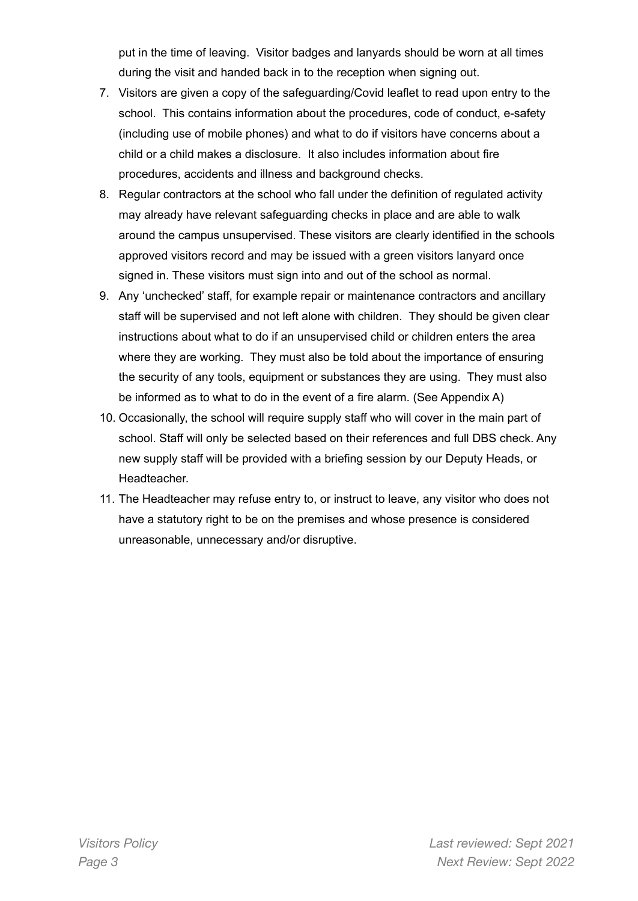put in the time of leaving. Visitor badges and lanyards should be worn at all times during the visit and handed back in to the reception when signing out.

7. Visitors are given a copy of the safeguarding/Covid leaflet to read upon entry to the school. This contains information about the procedures, code of conduct, e-safety (including use of mobile phones) and what to do if visitors have concerns about a child or a child makes a disclosure. It also includes information about fire procedures, accidents and illness and background checks.
8. Regular contractors at the school who fall under the definition of regulated activity may already have relevant safeguarding checks in place and are able to walk around the campus unsupervised. These visitors are clearly identified in the schools approved visitors record and may be issued with a green visitors lanyard once signed in. These visitors must sign into and out of the school as normal.
9. Any 'unchecked' staff, for example repair or maintenance contractors and ancillary staff will be supervised and not left alone with children. They should be given clear instructions about what to do if an unsupervised child or children enters the area where they are working. They must also be told about the importance of ensuring the security of any tools, equipment or substances they are using. They must also be informed as to what to do in the event of a fire alarm. (See Appendix A)
10. Occasionally, the school will require supply staff who will cover in the main part of school. Staff will only be selected based on their references and full DBS check. Any new supply staff will be provided with a briefing session by our Deputy Heads, or Headteacher.
11. The Headteacher may refuse entry to, or instruct to leave, any visitor who does not have a statutory right to be on the premises and whose presence is considered unreasonable, unnecessary and/or disruptive.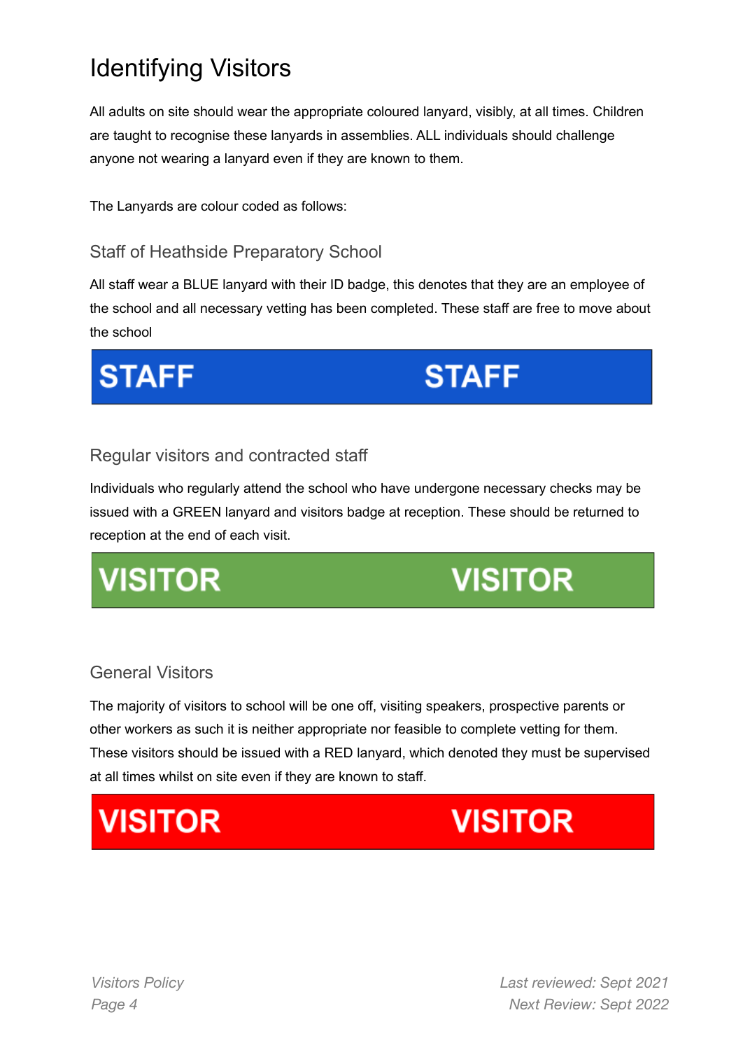# Identifying Visitors

All adults on site should wear the appropriate coloured lanyard, visibly, at all times. Children are taught to recognise these lanyards in assemblies. ALL individuals should challenge anyone not wearing a lanyard even if they are known to them.

The Lanyards are colour coded as follows:

## Staff of Heathside Preparatory School

All staff wear a BLUE lanyard with their ID badge, this denotes that they are an employee of the school and all necessary vetting has been completed. These staff are free to move about the school

**STAFF STAFF**

## Regular visitors and contracted staff

Individuals who regularly attend the school who have undergone necessary checks may be issued with a GREEN lanyard and visitors badge at reception. These should be returned to reception at the end of each visit.

**VISITOR VISITOR**

## General Visitors

The majority of visitors to school will be one off, visiting speakers, prospective parents or other workers as such it is neither appropriate nor feasible to complete vetting for them. These visitors should be issued with a RED lanyard, which denoted they must be supervised at all times whilst on site even if they are known to staff.

**VISITOR VISITOR**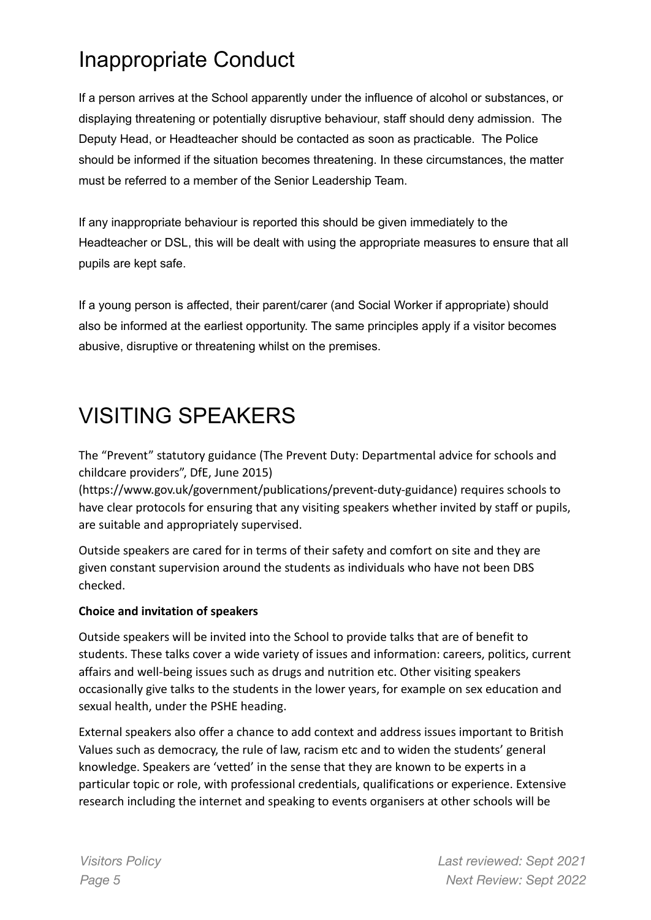# Inappropriate Conduct

If a person arrives at the School apparently under the influence of alcohol or substances, or displaying threatening or potentially disruptive behaviour, staff should deny admission. The Deputy Head, or Headteacher should be contacted as soon as practicable. The Police should be informed if the situation becomes threatening. In these circumstances, the matter must be referred to a member of the Senior Leadership Team.

If any inappropriate behaviour is reported this should be given immediately to the Headteacher or DSL, this will be dealt with using the appropriate measures to ensure that all pupils are kept safe.

If a young person is affected, their parent/carer (and Social Worker if appropriate) should also be informed at the earliest opportunity. The same principles apply if a visitor becomes abusive, disruptive or threatening whilst on the premises.

# VISITING SPEAKERS

The "Prevent" statutory guidance (The Prevent Duty: Departmental advice for schools and childcare providers", DfE, June 2015) (https://www.gov.uk/government/publications/prevent-duty-guidance) requires schools to have clear protocols for ensuring that any visiting speakers whether invited by staff or pupils, are suitable and appropriately supervised.

Outside speakers are cared for in terms of their safety and comfort on site and they are given constant supervision around the students as individuals who have not been DBS checked.

**Choice and invitation of speakers**

Outside speakers will be invited into the School to provide talks that are of benefit to students. These talks cover a wide variety of issues and information: careers, politics, current affairs and well-being issues such as drugs and nutrition etc. Other visiting speakers occasionally give talks to the students in the lower years, for example on sex education and sexual health, under the PSHE heading.

External speakers also offer a chance to add context and address issues important to British Values such as democracy, the rule of law, racism etc and to widen the students' general knowledge. Speakers are 'vetted' in the sense that they are known to be experts in a particular topic or role, with professional credentials, qualifications or experience. Extensive research including the internet and speaking to events organisers at other schools will be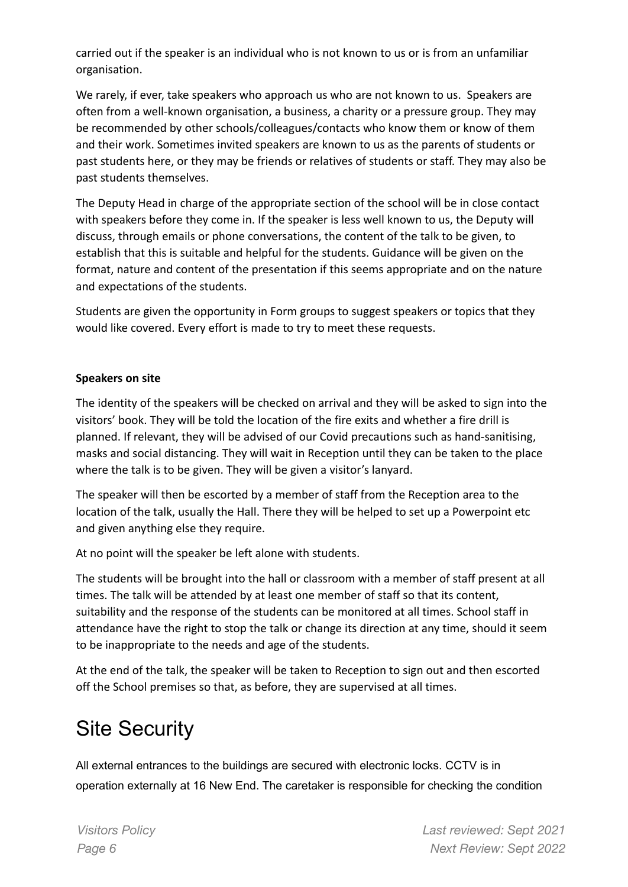carried out if the speaker is an individual who is not known to us or is from an unfamiliar organisation.

We rarely, if ever, take speakers who approach us who are not known to us. Speakers are often from a well-known organisation, a business, a charity or a pressure group. They may be recommended by other schools/colleagues/contacts who know them or know of them and their work. Sometimes invited speakers are known to us as the parents of students or past students here, or they may be friends or relatives of students or staff. They may also be past students themselves.

The Deputy Head in charge of the appropriate section of the school will be in close contact with speakers before they come in. If the speaker is less well known to us, the Deputy will discuss, through emails or phone conversations, the content of the talk to be given, to establish that this is suitable and helpful for the students. Guidance will be given on the format, nature and content of the presentation if this seems appropriate and on the nature and expectations of the students.

Students are given the opportunity in Form groups to suggest speakers or topics that they would like covered. Every effort is made to try to meet these requests.

**Speakers on site**

The identity of the speakers will be checked on arrival and they will be asked to sign into the visitors' book. They will be told the location of the fire exits and whether a fire drill is planned. If relevant, they will be advised of our Covid precautions such as hand-sanitising, masks and social distancing. They will wait in Reception until they can be taken to the place where the talk is to be given. They will be given a visitor's lanyard.

The speaker will then be escorted by a member of staff from the Reception area to the location of the talk, usually the Hall. There they will be helped to set up a Powerpoint etc and given anything else they require.

At no point will the speaker be left alone with students.

The students will be brought into the hall or classroom with a member of staff present at all times. The talk will be attended by at least one member of staff so that its content, suitability and the response of the students can be monitored at all times. School staff in attendance have the right to stop the talk or change its direction at any time, should it seem to be inappropriate to the needs and age of the students.

At the end of the talk, the speaker will be taken to Reception to sign out and then escorted off the School premises so that, as before, they are supervised at all times.

# Site Security

All external entrances to the buildings are secured with electronic locks. CCTV is in operation externally at 16 New End. The caretaker is responsible for checking the condition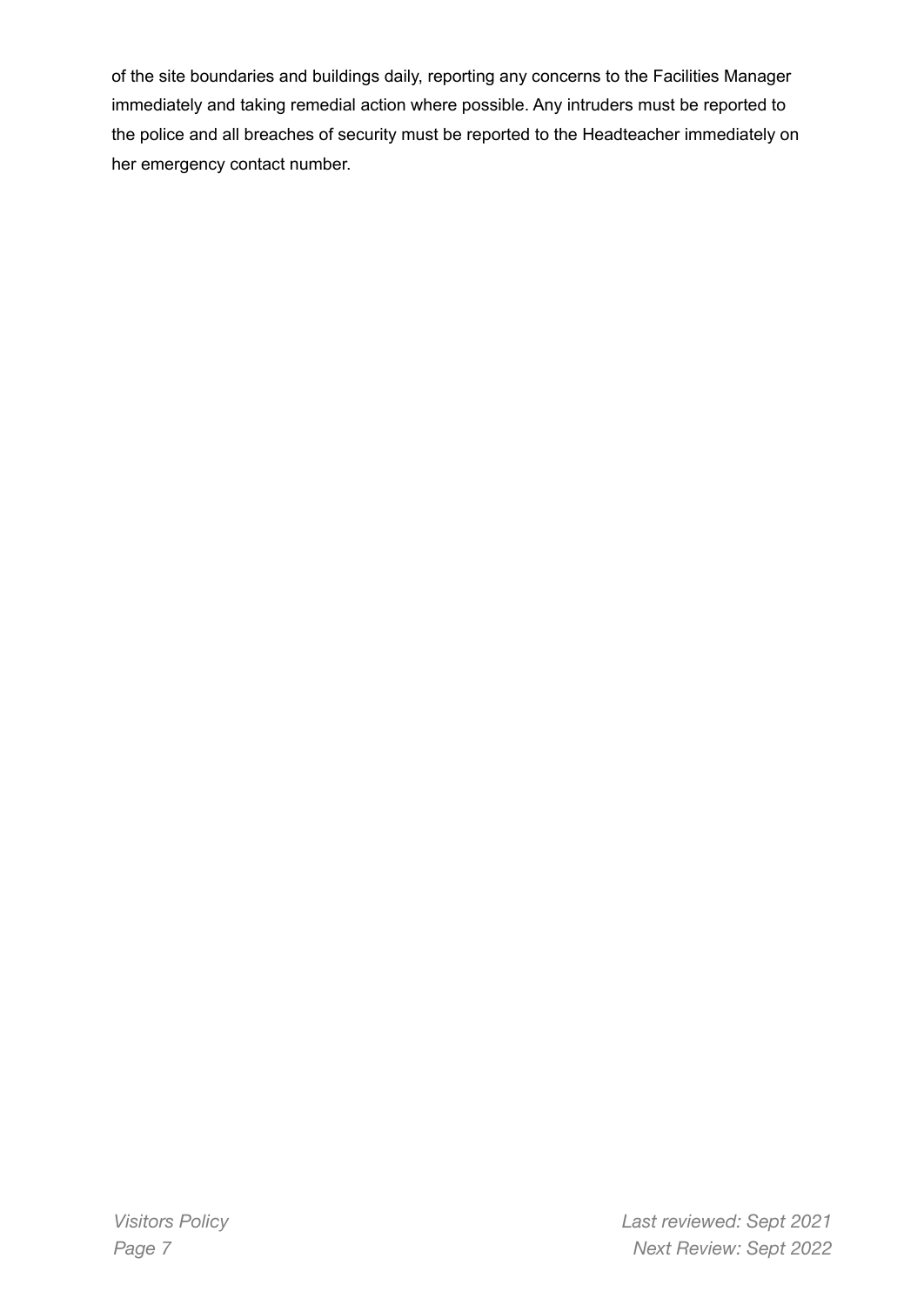of the site boundaries and buildings daily, reporting any concerns to the Facilities Manager immediately and taking remedial action where possible. Any intruders must be reported to the police and all breaches of security must be reported to the Headteacher immediately on her emergency contact number.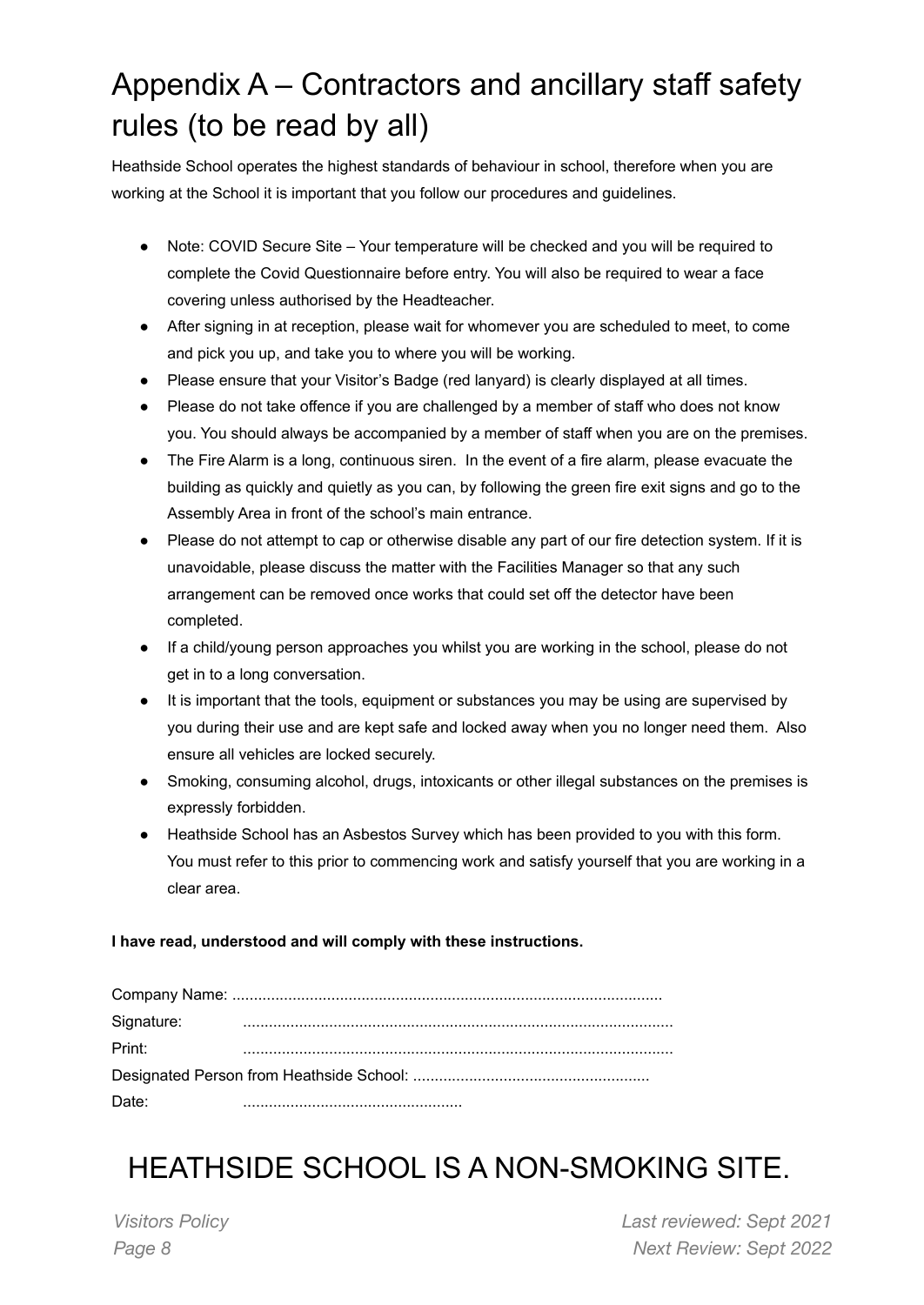# Appendix A – Contractors and ancillary staff safety rules (to be read by all)

Heathside School operates the highest standards of behaviour in school, therefore when you are working at the School it is important that you follow our procedures and guidelines.

- Note: COVID Secure Site – Your temperature will be checked and you will be required to complete the Covid Questionnaire before entry. You will also be required to wear a face covering unless authorised by the Headteacher.
- After signing in at reception, please wait for whomever you are scheduled to meet, to come and pick you up, and take you to where you will be working.
- Please ensure that your Visitor's Badge (red lanyard) is clearly displayed at all times.
- Please do not take offence if you are challenged by a member of staff who does not know you. You should always be accompanied by a member of staff when you are on the premises.
- The Fire Alarm is a long, continuous siren. In the event of a fire alarm, please evacuate the building as quickly and quietly as you can, by following the green fire exit signs and go to the Assembly Area in front of the school's main entrance.
- Please do not attempt to cap or otherwise disable any part of our fire detection system. If it is unavoidable, please discuss the matter with the Facilities Manager so that any such arrangement can be removed once works that could set off the detector have been completed.
- If a child/young person approaches you whilst you are working in the school, please do not get in to a long conversation.
- It is important that the tools, equipment or substances you may be using are supervised by you during their use and are kept safe and locked away when you no longer need them. Also ensure all vehicles are locked securely.
- Smoking, consuming alcohol, drugs, intoxicants or other illegal substances on the premises is expressly forbidden.
- Heathside School has an Asbestos Survey which has been provided to you with this form. You must refer to this prior to commencing work and satisfy yourself that you are working in a clear area.

**I have read, understood and will comply with these instructions.**

Company Name: ...................................................................................................

Signature: ...................................................................................................

Print: ...................................................................................................

Designated Person from Heathside School: .......................................................

Date: ...................................................

# HEATHSIDE SCHOOL IS A NON-SMOKING SITE.

*Visitors Policy* *Last reviewed: Sept 2021*

*Next Review: Sept 2022*